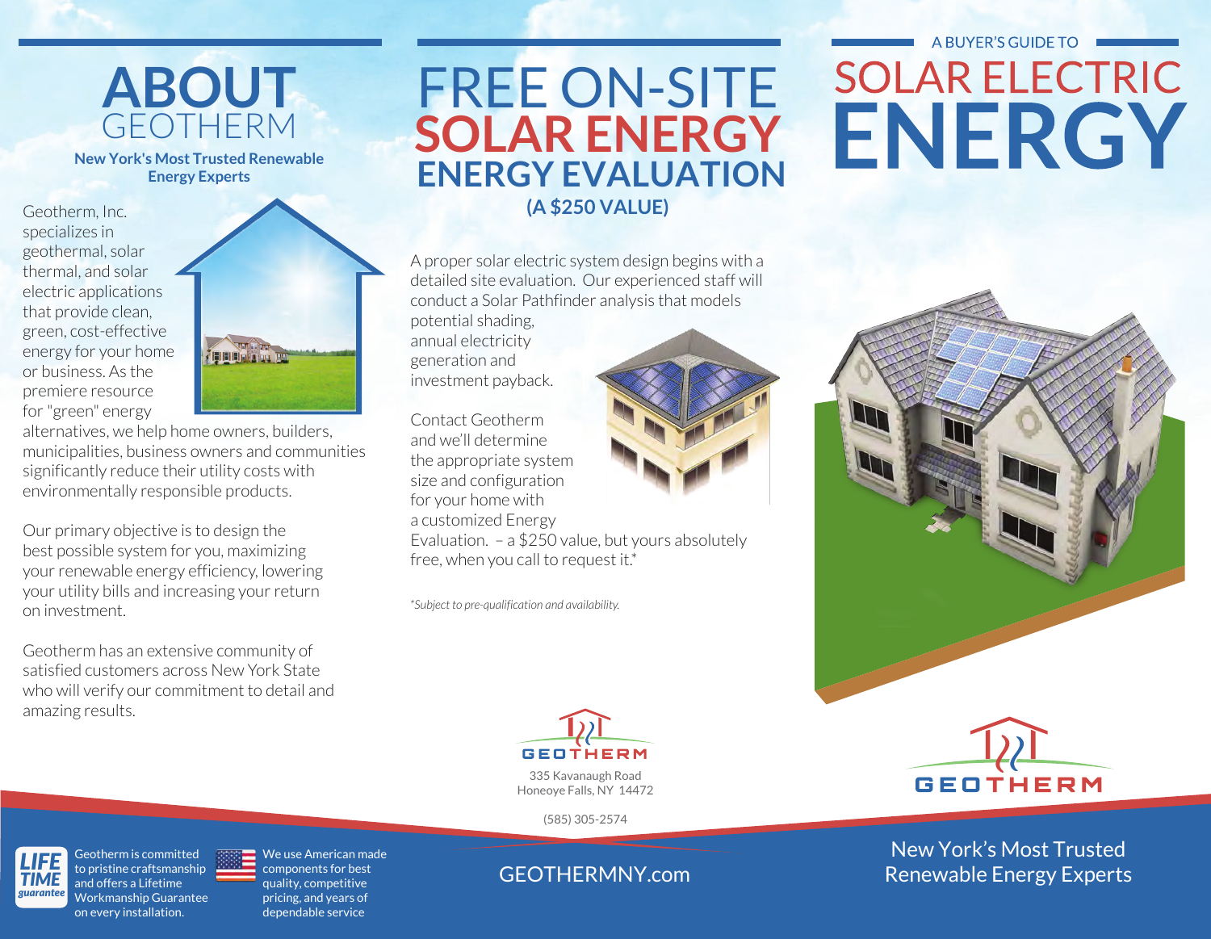# ABOUT GEOTHERM

**New York's Most Trusted Renewable Energy Experts**

Geotherm, Inc. specializes in geothermal, solar thermal, and solar electric applications that provide clean, green, cost-effective energy for your home or business. As the premiere resource for "green" energy alternatives, we help home owners, builders, municipalities, business owners and communities significantly reduce their utility costs with environmentally responsible products.

Our primary objective is to design the best possible system for you, maximizing your renewable energy efficiency, lowering your utility bills and increasing your return on investment.

Geotherm has an extensive community of satisfied customers across New York State who will verify our commitment to detail and amazing results.

# FREE ON-SITE SOLAR ENERGY ENERGY EVALUATION

**(A $250 VALUE)**

A proper solar electric system design begins with a detailed site evaluation. Our experienced staff will conduct a Solar Pathfinder analysis that models potential shading, annual electricity generation and investment payback.

Contact Geotherm and we'll determine the appropriate system size and configuration for your home with a customized Energy Evaluation. – a $250 value, but yours absolutely free, when you call to request it.*

*\*Subject to pre-qualification and availability.*

GEOTHERM

335 Kavanaugh Road
Honeoye Falls, NY 14472

(585) 305-2574

GEOTHERMNY.com

A BUYER'S GUIDE TO

# SOLAR ELECTRIC ENERGY

GEOTHERM

New York's Most Trusted Renewable Energy Experts

LIFE TIME guarantee — Geotherm is committed to pristine craftsmanship and offers a Lifetime Workmanship Guarantee on every installation.

We use American made components for best quality, competitive pricing, and years of dependable service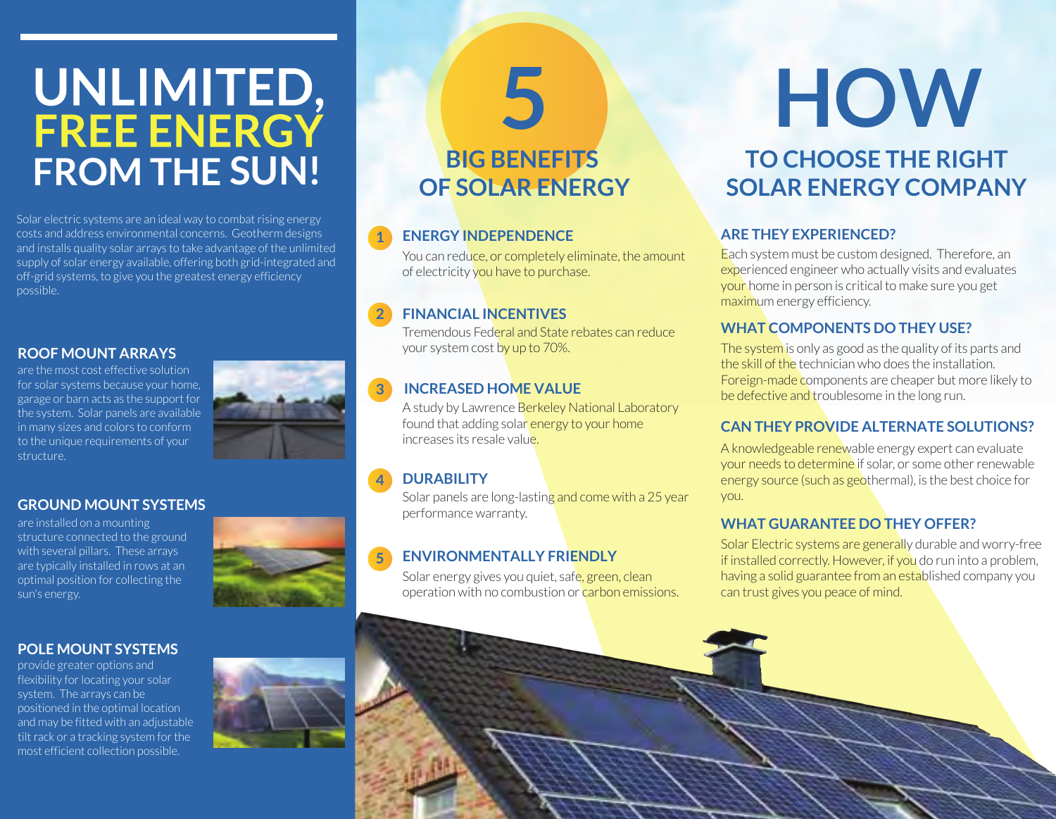# UNLIMITED, FREE ENERGY FROM THE SUN!

Solar electric systems are an ideal way to combat rising energy costs and address environmental concerns. Geotherm designs and installs quality solar arrays to take advantage of the unlimited supply of solar energy available, offering both grid-integrated and off-grid systems, to give you the greatest energy efficiency possible.

### ROOF MOUNT ARRAYS

are the most cost effective solution for solar systems because your home, garage or barn acts as the support for the system. Solar panels are available in many sizes and colors to conform to the unique requirements of your structure.

### GROUND MOUNT SYSTEMS

are installed on a mounting structure connected to the ground with several pillars. These arrays are typically installed in rows at an optimal position for collecting the sun's energy.

### POLE MOUNT SYSTEMS

provide greater options and flexibility for locating your solar system. The arrays can be positioned in the optimal location and may be fitted with an adjustable tilt rack or a tracking system for the most efficient collection possible.

# 5 BIG BENEFITS OF SOLAR ENERGY

1. **ENERGY INDEPENDENCE**
   You can reduce, or completely eliminate, the amount of electricity you have to purchase.

2. **FINANCIAL INCENTIVES**
   Tremendous Federal and State rebates can reduce your system cost by up to 70%.

3. **INCREASED HOME VALUE**
   A study by Lawrence Berkeley National Laboratory found that adding solar energy to your home increases its resale value.

4. **DURABILITY**
   Solar panels are long-lasting and come with a 25 year performance warranty.

5. **ENVIRONMENTALLY FRIENDLY**
   Solar energy gives you quiet, safe, green, clean operation with no combustion or carbon emissions.

# HOW TO CHOOSE THE RIGHT SOLAR ENERGY COMPANY

### ARE THEY EXPERIENCED?

Each system must be custom designed. Therefore, an experienced engineer who actually visits and evaluates your home in person is critical to make sure you get maximum energy efficiency.

### WHAT COMPONENTS DO THEY USE?

The system is only as good as the quality of its parts and the skill of the technician who does the installation. Foreign-made components are cheaper but more likely to be defective and troublesome in the long run.

### CAN THEY PROVIDE ALTERNATE SOLUTIONS?

A knowledgeable renewable energy expert can evaluate your needs to determine if solar, or some other renewable energy source (such as geothermal), is the best choice for you.

### WHAT GUARANTEE DO THEY OFFER?

Solar Electric systems are generally durable and worry-free if installed correctly. However, if you do run into a problem, having a solid guarantee from an established company you can trust gives you peace of mind.